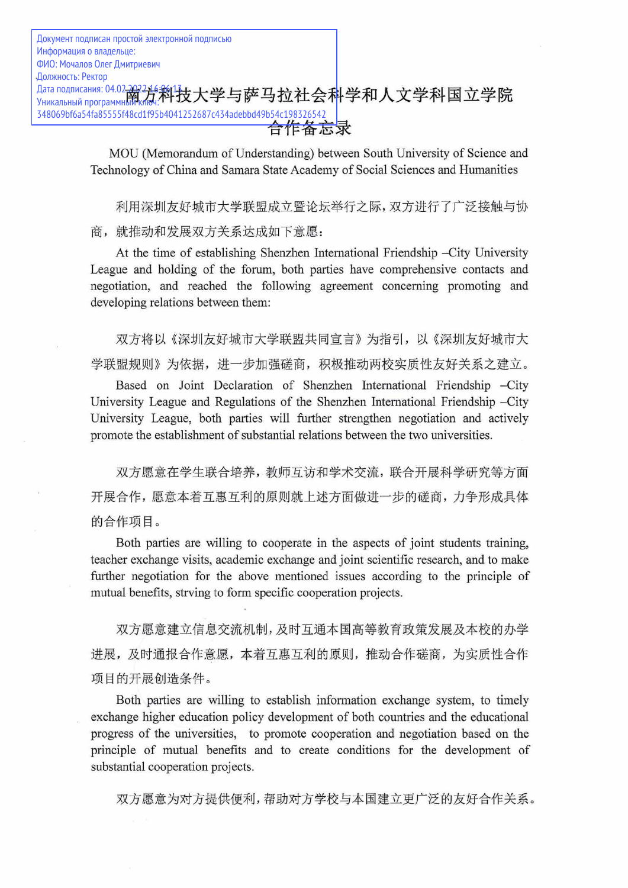Документ подписан простой электронной подписью
Информация о владельце:
ФИО: Мочалов Олег Дмитриевич
Должность: Ректор
Дата подписания: 04.02.2022 16:06:13
Уникальный программный ключ:
348069bf6a54fa85555f48cd1f95b4041252687c434adebbd49b54c198326542

# 南方科技大学与萨马拉社会科学和人文学科国立学院合作备忘录

MOU (Memorandum of Understanding) between South University of Science and Technology of China and Samara State Academy of Social Sciences and Humanities

利用深圳友好城市大学联盟成立暨论坛举行之际，双方进行了广泛接触与协商，就推动和发展双方关系达成如下意愿：

At the time of establishing Shenzhen International Friendship –City University League and holding of the forum, both parties have comprehensive contacts and negotiation, and reached the following agreement concerning promoting and developing relations between them:

双方将以《深圳友好城市大学联盟共同宣言》为指引，以《深圳友好城市大学联盟规则》为依据，进一步加强磋商，积极推动两校实质性友好关系之建立。

Based on Joint Declaration of Shenzhen International Friendship –City University League and Regulations of the Shenzhen International Friendship –City University League, both parties will further strengthen negotiation and actively promote the establishment of substantial relations between the two universities.

双方愿意在学生联合培养，教师互访和学术交流，联合开展科学研究等方面开展合作，愿意本着互惠互利的原则就上述方面做进一步的磋商，力争形成具体的合作项目。

Both parties are willing to cooperate in the aspects of joint students training, teacher exchange visits, academic exchange and joint scientific research, and to make further negotiation for the above mentioned issues according to the principle of mutual benefits, strving to form specific cooperation projects.

双方愿意建立信息交流机制，及时互通本国高等教育政策发展及本校的办学进展，及时通报合作意愿，本着互惠互利的原则，推动合作磋商，为实质性合作项目的开展创造条件。

Both parties are willing to establish information exchange system, to timely exchange higher education policy development of both countries and the educational progress of the universities, to promote cooperation and negotiation based on the principle of mutual benefits and to create conditions for the development of substantial cooperation projects.

双方愿意为对方提供便利，帮助对方学校与本国建立更广泛的友好合作关系。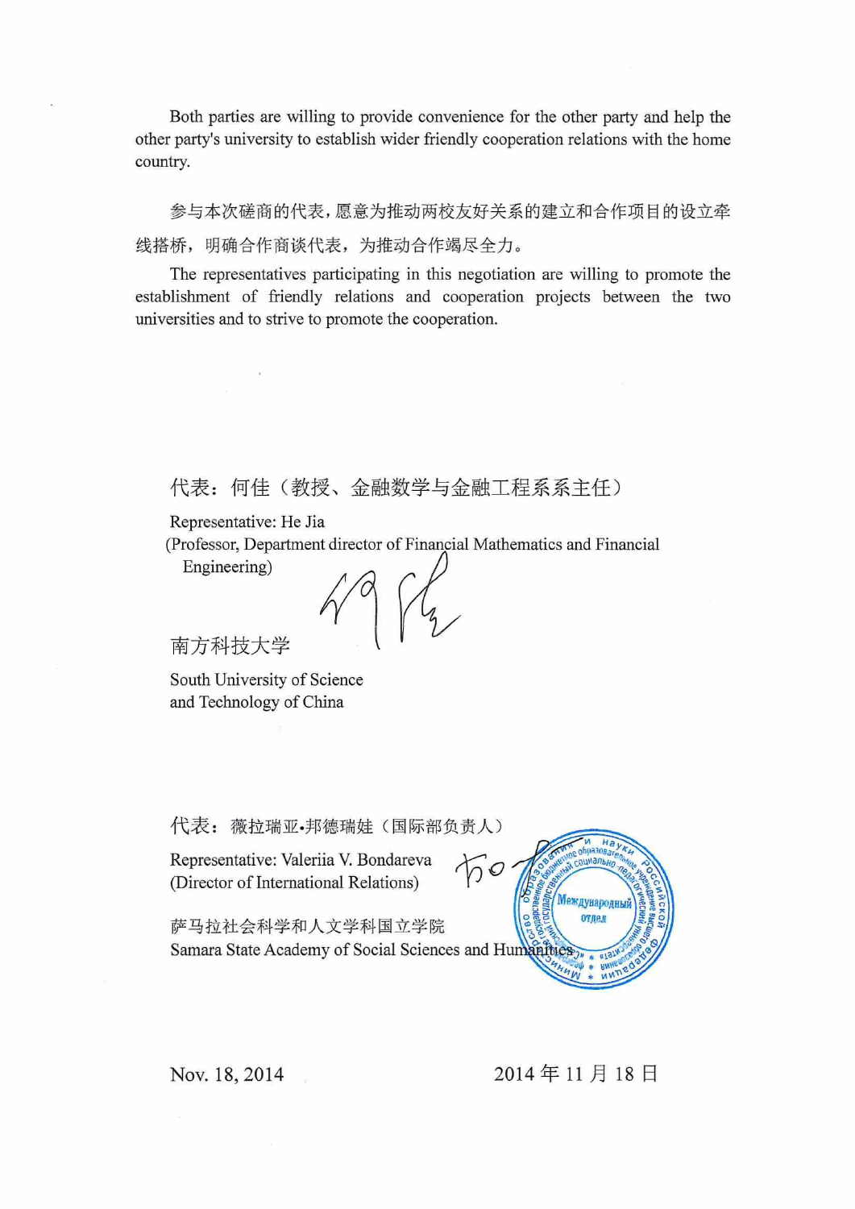Both parties are willing to provide convenience for the other party and help the other party's university to establish wider friendly cooperation relations with the home country.

参与本次磋商的代表，愿意为推动两校友好关系的建立和合作项目的设立牵线搭桥，明确合作商谈代表，为推动合作竭尽全力。

The representatives participating in this negotiation are willing to promote the establishment of friendly relations and cooperation projects between the two universities and to strive to promote the cooperation.

代表：何佳（教授、金融数学与金融工程系系主任）

Representative: He Jia
(Professor, Department director of Financial Mathematics and Financial Engineering)

南方科技大学

South University of Science and Technology of China

代表：薇拉瑞亚•邦德瑞娃（国际部负责人）

Representative: Valeriia V. Bondareva
(Director of International Relations)

萨马拉社会科学和人文学科国立学院

Samara State Academy of Social Sciences and Humanities

Nov. 18, 2014

2014 年 11 月 18 日